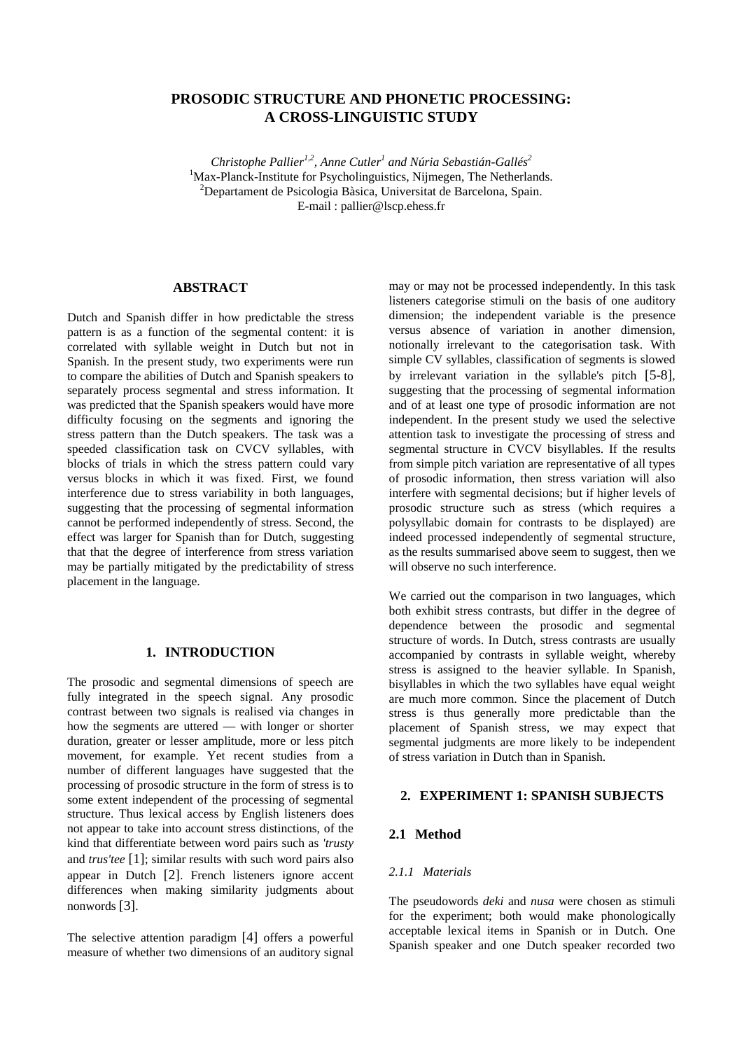# PROSODIC STRUCTURE AND PHONETIC PROCESSING: A CROSS-LINGUISTIC STUDY

*Christophe Pallier[1,2], Anne Cutler[1] and Núria Sebastián-Gallés[2]*
[1]Max-Planck-Institute for Psycholinguistics, Nijmegen, The Netherlands.
[2]Departament de Psicologia Bàsica, Universitat de Barcelona, Spain.
E-mail : pallier@lscp.ehess.fr

## ABSTRACT

Dutch and Spanish differ in how predictable the stress pattern is as a function of the segmental content: it is correlated with syllable weight in Dutch but not in Spanish. In the present study, two experiments were run to compare the abilities of Dutch and Spanish speakers to separately process segmental and stress information. It was predicted that the Spanish speakers would have more difficulty focusing on the segments and ignoring the stress pattern than the Dutch speakers. The task was a speeded classification task on CVCV syllables, with blocks of trials in which the stress pattern could vary versus blocks in which it was fixed. First, we found interference due to stress variability in both languages, suggesting that the processing of segmental information cannot be performed independently of stress. Second, the effect was larger for Spanish than for Dutch, suggesting that that the degree of interference from stress variation may be partially mitigated by the predictability of stress placement in the language.

## 1. INTRODUCTION

The prosodic and segmental dimensions of speech are fully integrated in the speech signal. Any prosodic contrast between two signals is realised via changes in how the segments are uttered — with longer or shorter duration, greater or lesser amplitude, more or less pitch movement, for example. Yet recent studies from a number of different languages have suggested that the processing of prosodic structure in the form of stress is to some extent independent of the processing of segmental structure. Thus lexical access by English listeners does not appear to take into account stress distinctions, of the kind that differentiate between word pairs such as *'trusty* and *trus'tee* [1]; similar results with such word pairs also appear in Dutch [2]. French listeners ignore accent differences when making similarity judgments about nonwords [3].

The selective attention paradigm [4] offers a powerful measure of whether two dimensions of an auditory signal may or may not be processed independently. In this task listeners categorise stimuli on the basis of one auditory dimension; the independent variable is the presence versus absence of variation in another dimension, notionally irrelevant to the categorisation task. With simple CV syllables, classification of segments is slowed by irrelevant variation in the syllable's pitch [5-8], suggesting that the processing of segmental information and of at least one type of prosodic information are not independent. In the present study we used the selective attention task to investigate the processing of stress and segmental structure in CVCV bisyllables. If the results from simple pitch variation are representative of all types of prosodic information, then stress variation will also interfere with segmental decisions; but if higher levels of prosodic structure such as stress (which requires a polysyllabic domain for contrasts to be displayed) are indeed processed independently of segmental structure, as the results summarised above seem to suggest, then we will observe no such interference.

We carried out the comparison in two languages, which both exhibit stress contrasts, but differ in the degree of dependence between the prosodic and segmental structure of words. In Dutch, stress contrasts are usually accompanied by contrasts in syllable weight, whereby stress is assigned to the heavier syllable. In Spanish, bisyllables in which the two syllables have equal weight are much more common. Since the placement of Dutch stress is thus generally more predictable than the placement of Spanish stress, we may expect that segmental judgments are more likely to be independent of stress variation in Dutch than in Spanish.

## 2. EXPERIMENT 1: SPANISH SUBJECTS

### 2.1 Method

#### 2.1.1 Materials

The pseudowords *deki* and *nusa* were chosen as stimuli for the experiment; both would make phonologically acceptable lexical items in Spanish or in Dutch. One Spanish speaker and one Dutch speaker recorded two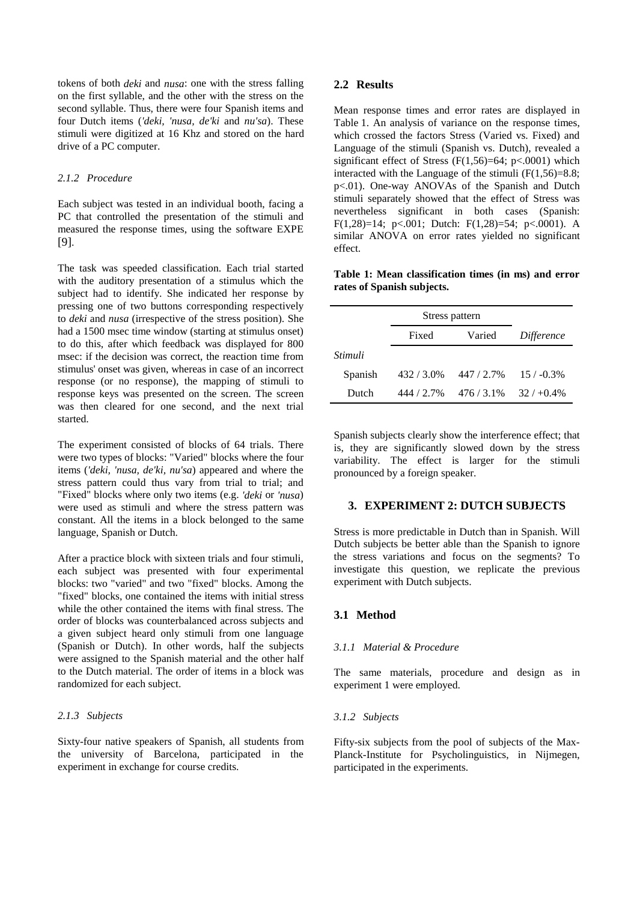tokens of both *deki* and *nusa*: one with the stress falling on the first syllable, and the other with the stress on the second syllable. Thus, there were four Spanish items and four Dutch items (*'deki, 'nusa, de'ki* and *nu'sa*). These stimuli were digitized at 16 Khz and stored on the hard drive of a PC computer.

#### *2.1.2 Procedure*

Each subject was tested in an individual booth, facing a PC that controlled the presentation of the stimuli and measured the response times, using the software EXPE [9].

The task was speeded classification. Each trial started with the auditory presentation of a stimulus which the subject had to identify. She indicated her response by pressing one of two buttons corresponding respectively to *deki* and *nusa* (irrespective of the stress position). She had a 1500 msec time window (starting at stimulus onset) to do this, after which feedback was displayed for 800 msec: if the decision was correct, the reaction time from stimulus' onset was given, whereas in case of an incorrect response (or no response), the mapping of stimuli to response keys was presented on the screen. The screen was then cleared for one second, and the next trial started.

The experiment consisted of blocks of 64 trials. There were two types of blocks: "Varied" blocks where the four items (*'deki, 'nusa, de'ki, nu'sa*) appeared and where the stress pattern could thus vary from trial to trial; and "Fixed" blocks where only two items (e.g. *'deki* or *'nusa*) were used as stimuli and where the stress pattern was constant. All the items in a block belonged to the same language, Spanish or Dutch.

After a practice block with sixteen trials and four stimuli, each subject was presented with four experimental blocks: two "varied" and two "fixed" blocks. Among the "fixed" blocks, one contained the items with initial stress while the other contained the items with final stress. The order of blocks was counterbalanced across subjects and a given subject heard only stimuli from one language (Spanish or Dutch). In other words, half the subjects were assigned to the Spanish material and the other half to the Dutch material. The order of items in a block was randomized for each subject.

#### *2.1.3 Subjects*

Sixty-four native speakers of Spanish, all students from the university of Barcelona, participated in the experiment in exchange for course credits.

### 2.2 Results

Mean response times and error rates are displayed in Table 1. An analysis of variance on the response times, which crossed the factors Stress (Varied vs. Fixed) and Language of the stimuli (Spanish vs. Dutch), revealed a significant effect of Stress ($F(1,56)=64$; $p<.0001$) which interacted with the Language of the stimuli ($F(1,56)=8.8$; $p<.01$). One-way ANOVAs of the Spanish and Dutch stimuli separately showed that the effect of Stress was nevertheless significant in both cases (Spanish: $F(1,28)=14$; $p<.001$; Dutch: $F(1,28)=54$; $p<.0001$). A similar ANOVA on error rates yielded no significant effect.

**Table 1: Mean classification times (in ms) and error rates of Spanish subjects.**

| | Stress pattern | | |
|---|---|---|---|
| | Fixed | Varied | *Difference* |
| *Stimuli* | | | |
| Spanish | 432 / 3.0% | 447 / 2.7% | 15 / -0.3% |
| Dutch | 444 / 2.7% | 476 / 3.1% | 32 / +0.4% |

Spanish subjects clearly show the interference effect; that is, they are significantly slowed down by the stress variability. The effect is larger for the stimuli pronounced by a foreign speaker.

## 3. EXPERIMENT 2: DUTCH SUBJECTS

Stress is more predictable in Dutch than in Spanish. Will Dutch subjects be better able than the Spanish to ignore the stress variations and focus on the segments? To investigate this question, we replicate the previous experiment with Dutch subjects.

### 3.1 Method

#### *3.1.1 Material & Procedure*

The same materials, procedure and design as in experiment 1 were employed.

#### *3.1.2 Subjects*

Fifty-six subjects from the pool of subjects of the Max-Planck-Institute for Psycholinguistics, in Nijmegen, participated in the experiments.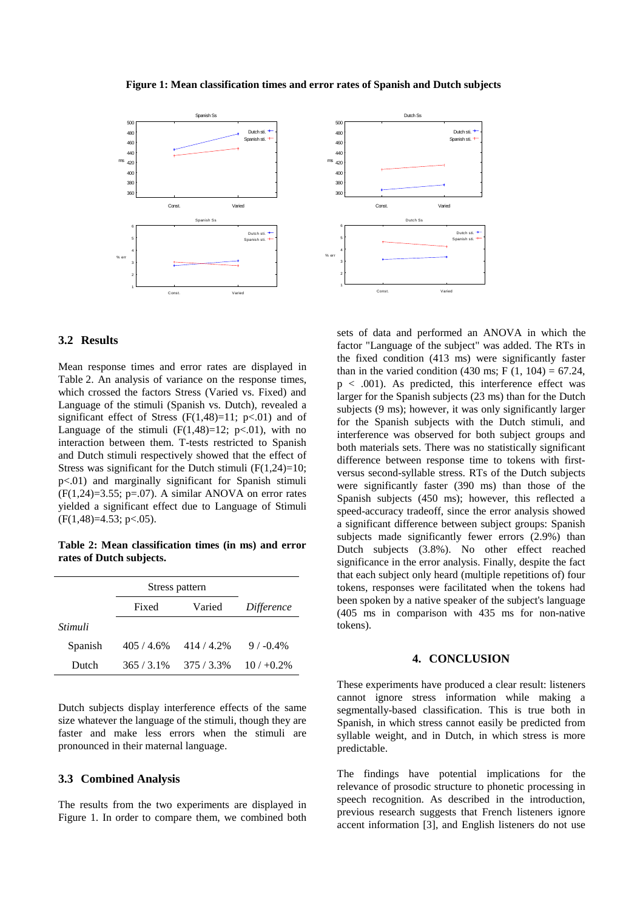**Figure 1: Mean classification times and error rates of Spanish and Dutch subjects**

### 3.2 Results

Mean response times and error rates are displayed in Table 2. An analysis of variance on the response times, which crossed the factors Stress (Varied vs. Fixed) and Language of the stimuli (Spanish vs. Dutch), revealed a significant effect of Stress ($F(1,48)=11$; $p<.01$) and of Language of the stimuli ($F(1,48)=12$; $p<.01$), with no interaction between them. T-tests restricted to Spanish and Dutch stimuli respectively showed that the effect of Stress was significant for the Dutch stimuli ($F(1,24)=10$; $p<.01$) and marginally significant for Spanish stimuli ($F(1,24)=3.55$; $p=.07$). A similar ANOVA on error rates yielded a significant effect due to Language of Stimuli ($F(1,48)=4.53$; $p<.05$).

**Table 2: Mean classification times (in ms) and error rates of Dutch subjects.**

| | Stress pattern | | |
|---|---|---|---|
| | Fixed | Varied | *Difference* |
| *Stimuli* | | | |
| Spanish | 405 / 4.6% | 414 / 4.2% | 9 / -0.4% |
| Dutch | 365 / 3.1% | 375 / 3.3% | 10 / +0.2% |

Dutch subjects display interference effects of the same size whatever the language of the stimuli, though they are faster and make less errors when the stimuli are pronounced in their maternal language.

### 3.3 Combined Analysis

The results from the two experiments are displayed in Figure 1. In order to compare them, we combined both sets of data and performed an ANOVA in which the factor "Language of the subject" was added. The RTs in the fixed condition (413 ms) were significantly faster than in the varied condition (430 ms; $F(1, 104) = 67.24$, $p < .001$). As predicted, this interference effect was larger for the Spanish subjects (23 ms) than for the Dutch subjects (9 ms); however, it was only significantly larger for the Spanish subjects with the Dutch stimuli, and interference was observed for both subject groups and both materials sets. There was no statistically significant difference between response time to tokens with first- versus second-syllable stress. RTs of the Dutch subjects were significantly faster (390 ms) than those of the Spanish subjects (450 ms); however, this reflected a speed-accuracy tradeoff, since the error analysis showed a significant difference between subject groups: Spanish subjects made significantly fewer errors (2.9%) than Dutch subjects (3.8%). No other effect reached significance in the error analysis. Finally, despite the fact that each subject only heard (multiple repetitions of) four tokens, responses were facilitated when the tokens had been spoken by a native speaker of the subject's language (405 ms in comparison with 435 ms for non-native tokens).

## 4. CONCLUSION

These experiments have produced a clear result: listeners cannot ignore stress information while making a segmentally-based classification. This is true both in Spanish, in which stress cannot easily be predicted from syllable weight, and in Dutch, in which stress is more predictable.

The findings have potential implications for the relevance of prosodic structure to phonetic processing in speech recognition. As described in the introduction, previous research suggests that French listeners ignore accent information [3], and English listeners do not use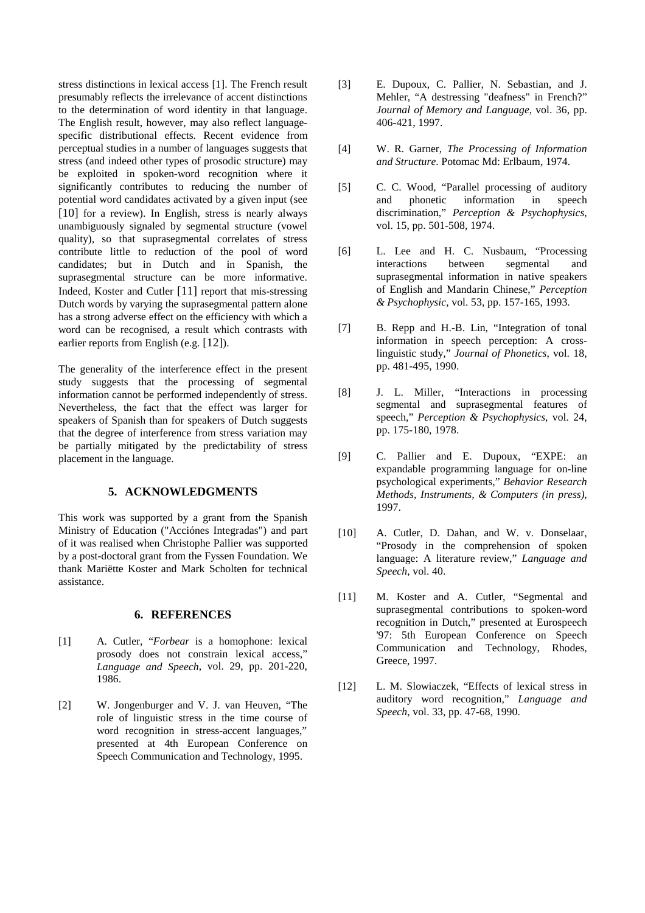stress distinctions in lexical access [1]. The French result presumably reflects the irrelevance of accent distinctions to the determination of word identity in that language. The English result, however, may also reflect language-specific distributional effects. Recent evidence from perceptual studies in a number of languages suggests that stress (and indeed other types of prosodic structure) may be exploited in spoken-word recognition where it significantly contributes to reducing the number of potential word candidates activated by a given input (see [10] for a review). In English, stress is nearly always unambiguously signaled by segmental structure (vowel quality), so that suprasegmental correlates of stress contribute little to reduction of the pool of word candidates; but in Dutch and in Spanish, the suprasegmental structure can be more informative. Indeed, Koster and Cutler [11] report that mis-stressing Dutch words by varying the suprasegmental pattern alone has a strong adverse effect on the efficiency with which a word can be recognised, a result which contrasts with earlier reports from English (e.g. [12]).

The generality of the interference effect in the present study suggests that the processing of segmental information cannot be performed independently of stress. Nevertheless, the fact that the effect was larger for speakers of Spanish than for speakers of Dutch suggests that the degree of interference from stress variation may be partially mitigated by the predictability of stress placement in the language.

## 5. ACKNOWLEDGMENTS

This work was supported by a grant from the Spanish Ministry of Education ("Acciónes Integradas") and part of it was realised when Christophe Pallier was supported by a post-doctoral grant from the Fyssen Foundation. We thank Mariëtte Koster and Mark Scholten for technical assistance.

## 6. REFERENCES

[1] A. Cutler, "*Forbear* is a homophone: lexical prosody does not constrain lexical access," *Language and Speech*, vol. 29, pp. 201-220, 1986.

[2] W. Jongenburger and V. J. van Heuven, "The role of linguistic stress in the time course of word recognition in stress-accent languages," presented at 4th European Conference on Speech Communication and Technology, 1995.

[3] E. Dupoux, C. Pallier, N. Sebastian, and J. Mehler, "A destressing "deafness" in French?" *Journal of Memory and Language*, vol. 36, pp. 406-421, 1997.

[4] W. R. Garner, *The Processing of Information and Structure*. Potomac Md: Erlbaum, 1974.

[5] C. C. Wood, "Parallel processing of auditory and phonetic information in speech discrimination," *Perception & Psychophysics*, vol. 15, pp. 501-508, 1974.

[6] L. Lee and H. C. Nusbaum, "Processing interactions between segmental and suprasegmental information in native speakers of English and Mandarin Chinese," *Perception & Psychophysic*, vol. 53, pp. 157-165, 1993.

[7] B. Repp and H.-B. Lin, "Integration of tonal information in speech perception: A cross-linguistic study," *Journal of Phonetics*, vol. 18, pp. 481-495, 1990.

[8] J. L. Miller, "Interactions in processing segmental and suprasegmental features of speech," *Perception & Psychophysics*, vol. 24, pp. 175-180, 1978.

[9] C. Pallier and E. Dupoux, "EXPE: an expandable programming language for on-line psychological experiments," *Behavior Research Methods, Instruments, & Computers (in press)*, 1997.

[10] A. Cutler, D. Dahan, and W. v. Donselaar, "Prosody in the comprehension of spoken language: A literature review," *Language and Speech*, vol. 40.

[11] M. Koster and A. Cutler, "Segmental and suprasegmental contributions to spoken-word recognition in Dutch," presented at Eurospeech '97: 5th European Conference on Speech Communication and Technology, Rhodes, Greece, 1997.

[12] L. M. Slowiaczek, "Effects of lexical stress in auditory word recognition," *Language and Speech*, vol. 33, pp. 47-68, 1990.